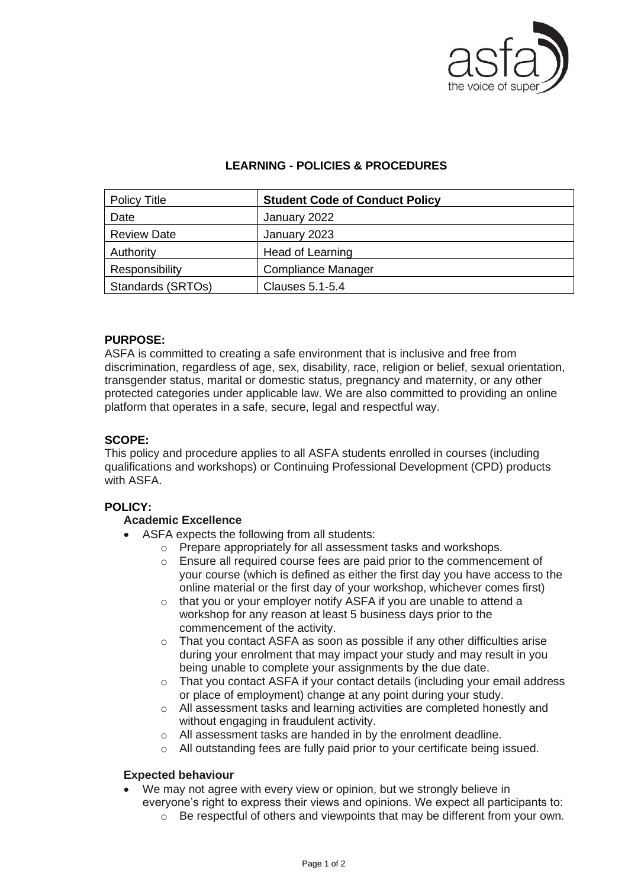## LEARNING - POLICIES & PROCEDURES

| Policy Title | **Student Code of Conduct Policy** |
|---|---|
| Date | January 2022 |
| Review Date | January 2023 |
| Authority | Head of Learning |
| Responsibility | Compliance Manager |
| Standards (SRTOs) | Clauses 5.1-5.4 |

**PURPOSE:**

ASFA is committed to creating a safe environment that is inclusive and free from discrimination, regardless of age, sex, disability, race, religion or belief, sexual orientation, transgender status, marital or domestic status, pregnancy and maternity, or any other protected categories under applicable law. We are also committed to providing an online platform that operates in a safe, secure, legal and respectful way.

**SCOPE:**

This policy and procedure applies to all ASFA students enrolled in courses (including qualifications and workshops) or Continuing Professional Development (CPD) products with ASFA.

**POLICY:**

**Academic Excellence**

- ASFA expects the following from all students:
  - Prepare appropriately for all assessment tasks and workshops.
  - Ensure all required course fees are paid prior to the commencement of your course (which is defined as either the first day you have access to the online material or the first day of your workshop, whichever comes first)
  - that you or your employer notify ASFA if you are unable to attend a workshop for any reason at least 5 business days prior to the commencement of the activity.
  - That you contact ASFA as soon as possible if any other difficulties arise during your enrolment that may impact your study and may result in you being unable to complete your assignments by the due date.
  - That you contact ASFA if your contact details (including your email address or place of employment) change at any point during your study.
  - All assessment tasks and learning activities are completed honestly and without engaging in fraudulent activity.
  - All assessment tasks are handed in by the enrolment deadline.
  - All outstanding fees are fully paid prior to your certificate being issued.

**Expected behaviour**

- We may not agree with every view or opinion, but we strongly believe in everyone's right to express their views and opinions. We expect all participants to:
  - Be respectful of others and viewpoints that may be different from your own.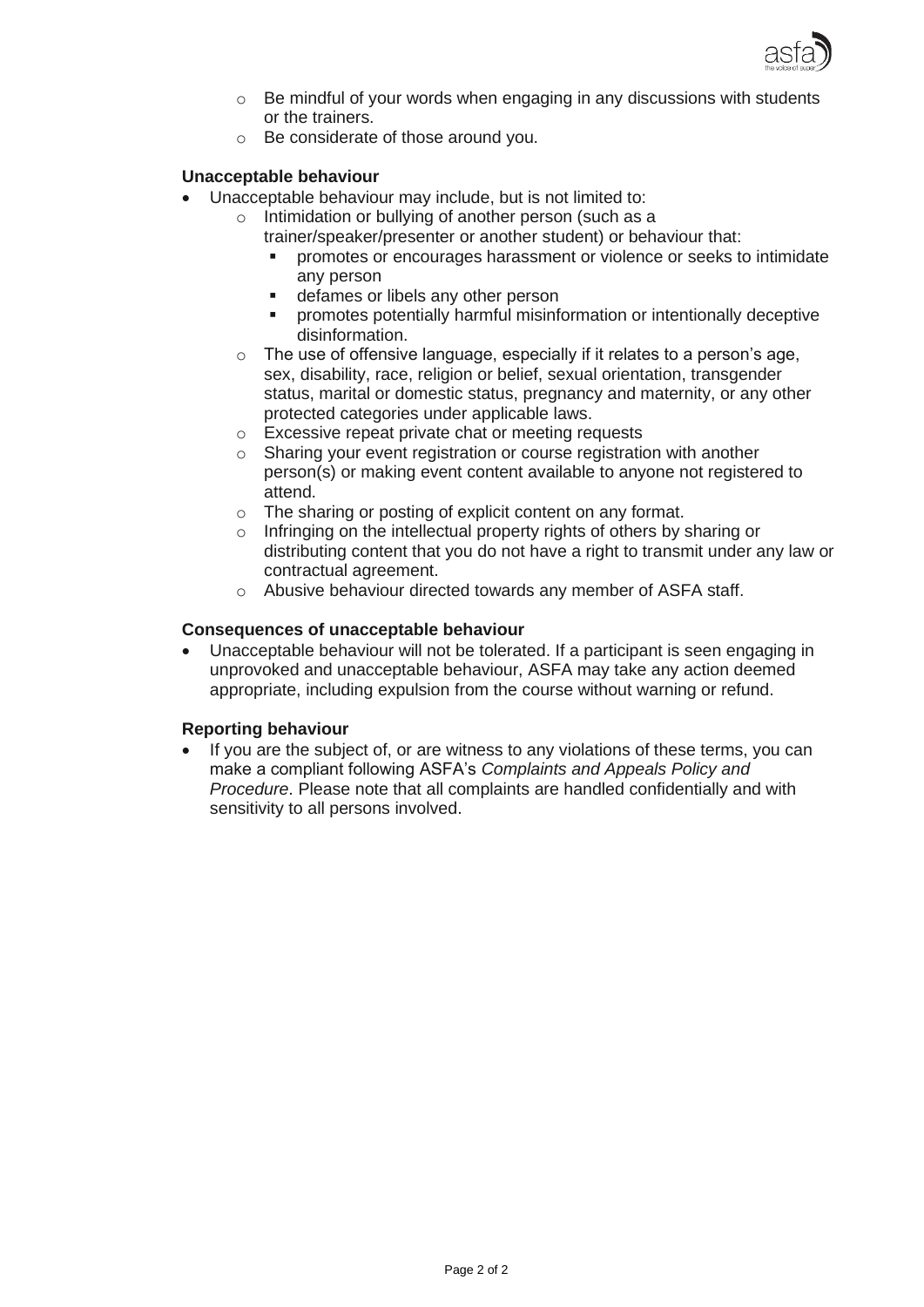- Be mindful of your words when engaging in any discussions with students or the trainers.
  - Be considerate of those around you.

**Unacceptable behaviour**

- Unacceptable behaviour may include, but is not limited to:
  - Intimidation or bullying of another person (such as a trainer/speaker/presenter or another student) or behaviour that:
    - promotes or encourages harassment or violence or seeks to intimidate any person
    - defames or libels any other person
    - promotes potentially harmful misinformation or intentionally deceptive disinformation.
  - The use of offensive language, especially if it relates to a person's age, sex, disability, race, religion or belief, sexual orientation, transgender status, marital or domestic status, pregnancy and maternity, or any other protected categories under applicable laws.
  - Excessive repeat private chat or meeting requests
  - Sharing your event registration or course registration with another person(s) or making event content available to anyone not registered to attend.
  - The sharing or posting of explicit content on any format.
  - Infringing on the intellectual property rights of others by sharing or distributing content that you do not have a right to transmit under any law or contractual agreement.
  - Abusive behaviour directed towards any member of ASFA staff.

**Consequences of unacceptable behaviour**

- Unacceptable behaviour will not be tolerated. If a participant is seen engaging in unprovoked and unacceptable behaviour, ASFA may take any action deemed appropriate, including expulsion from the course without warning or refund.

**Reporting behaviour**

- If you are the subject of, or are witness to any violations of these terms, you can make a compliant following ASFA's *Complaints and Appeals Policy and Procedure*. Please note that all complaints are handled confidentially and with sensitivity to all persons involved.